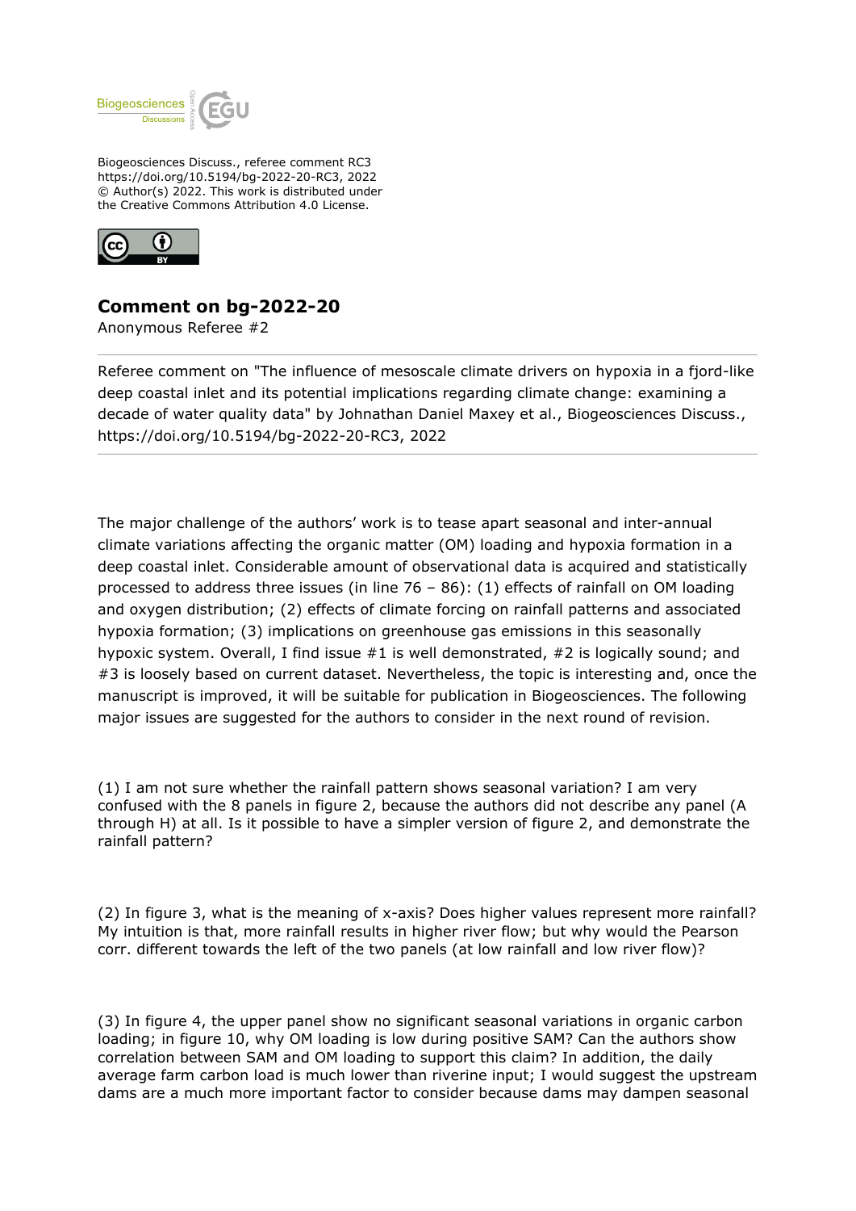Biogeosciences Discuss., referee comment RC3
https://doi.org/10.5194/bg-2022-20-RC3, 2022
© Author(s) 2022. This work is distributed under
the Creative Commons Attribution 4.0 License.

## Comment on bg-2022-20

Anonymous Referee #2

Referee comment on "The influence of mesoscale climate drivers on hypoxia in a fjord-like deep coastal inlet and its potential implications regarding climate change: examining a decade of water quality data" by Johnathan Daniel Maxey et al., Biogeosciences Discuss., https://doi.org/10.5194/bg-2022-20-RC3, 2022

The major challenge of the authors' work is to tease apart seasonal and inter-annual climate variations affecting the organic matter (OM) loading and hypoxia formation in a deep coastal inlet. Considerable amount of observational data is acquired and statistically processed to address three issues (in line 76 – 86): (1) effects of rainfall on OM loading and oxygen distribution; (2) effects of climate forcing on rainfall patterns and associated hypoxia formation; (3) implications on greenhouse gas emissions in this seasonally hypoxic system. Overall, I find issue #1 is well demonstrated, #2 is logically sound; and #3 is loosely based on current dataset. Nevertheless, the topic is interesting and, once the manuscript is improved, it will be suitable for publication in Biogeosciences. The following major issues are suggested for the authors to consider in the next round of revision.

(1) I am not sure whether the rainfall pattern shows seasonal variation? I am very confused with the 8 panels in figure 2, because the authors did not describe any panel (A through H) at all. Is it possible to have a simpler version of figure 2, and demonstrate the rainfall pattern?

(2) In figure 3, what is the meaning of x-axis? Does higher values represent more rainfall? My intuition is that, more rainfall results in higher river flow; but why would the Pearson corr. different towards the left of the two panels (at low rainfall and low river flow)?

(3) In figure 4, the upper panel show no significant seasonal variations in organic carbon loading; in figure 10, why OM loading is low during positive SAM? Can the authors show correlation between SAM and OM loading to support this claim? In addition, the daily average farm carbon load is much lower than riverine input; I would suggest the upstream dams are a much more important factor to consider because dams may dampen seasonal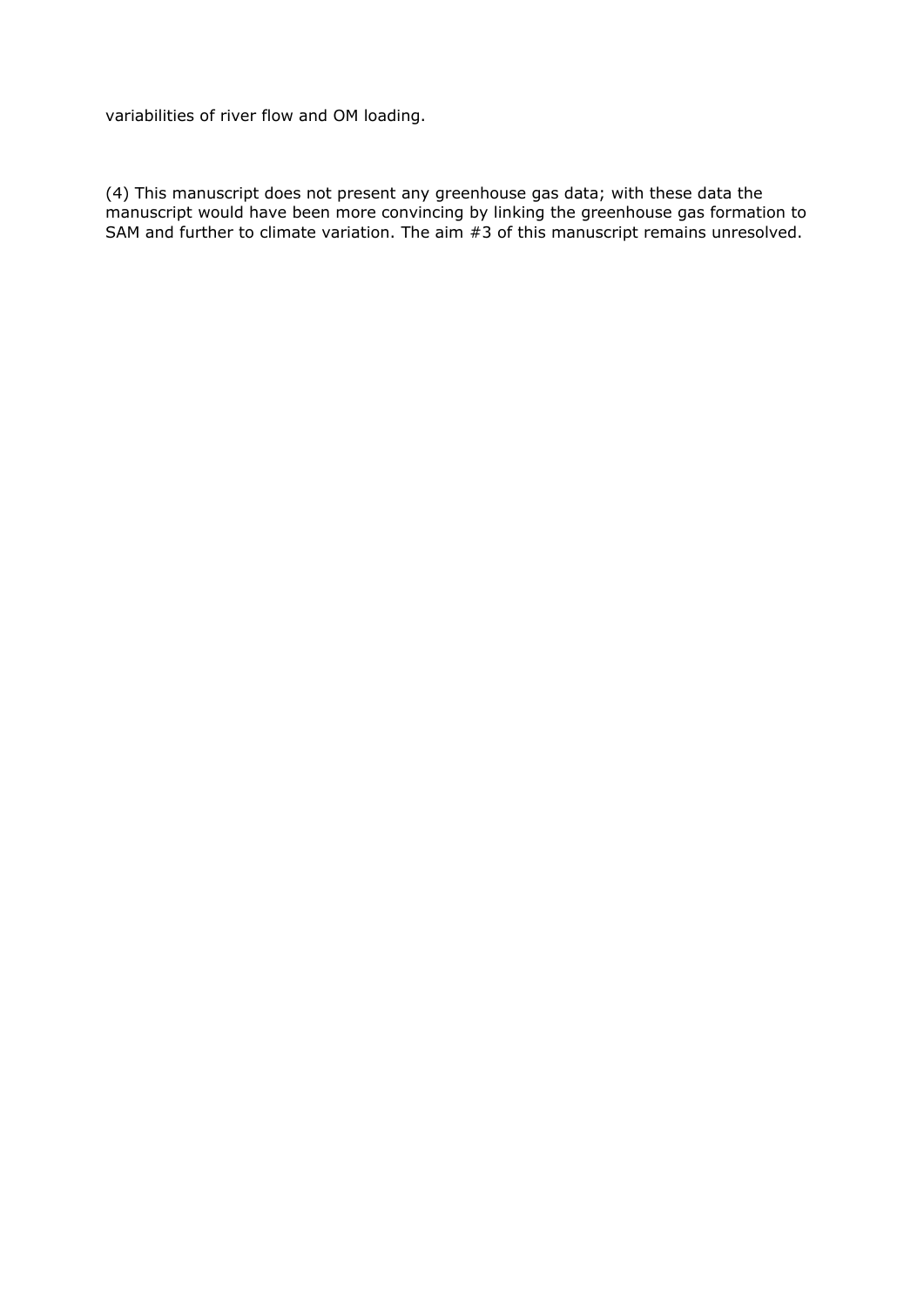variabilities of river flow and OM loading.

(4) This manuscript does not present any greenhouse gas data; with these data the manuscript would have been more convincing by linking the greenhouse gas formation to SAM and further to climate variation. The aim #3 of this manuscript remains unresolved.